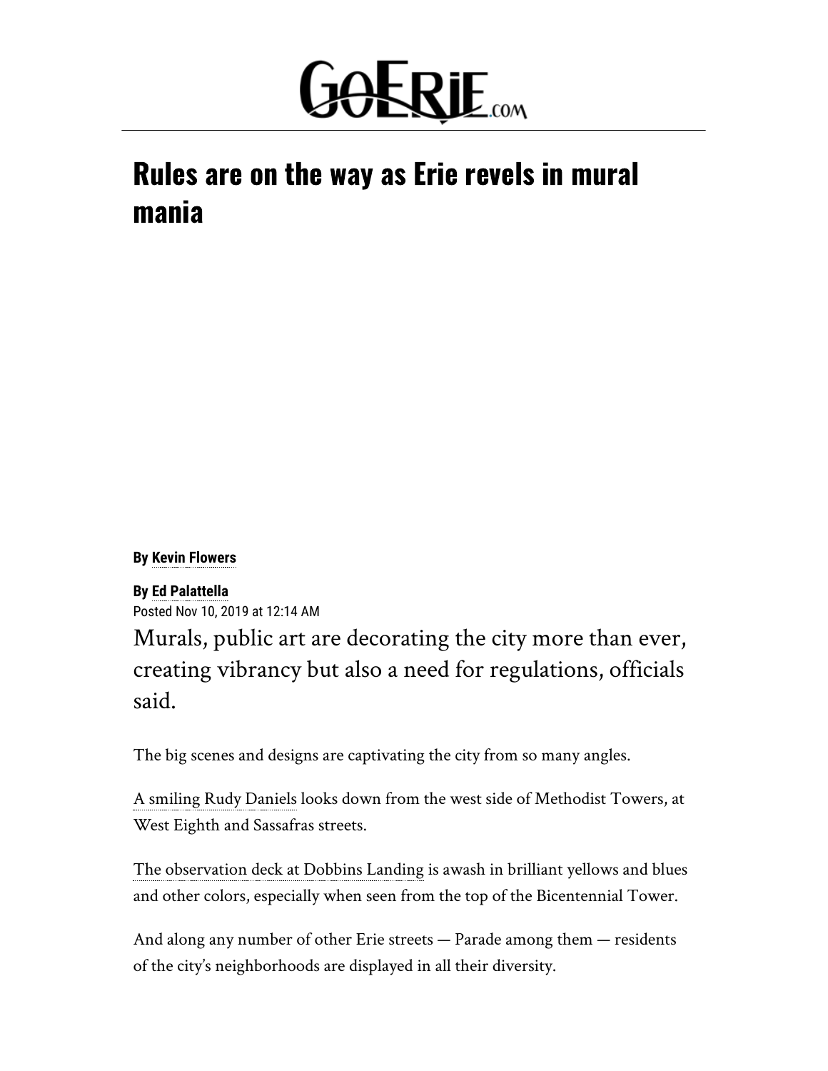GoErie.com

# Rules are on the way as Erie revels in mural mania

**By Kevin Flowers**

**By Ed Palattella**
Posted Nov 10, 2019 at 12:14 AM

Murals, public art are decorating the city more than ever, creating vibrancy but also a need for regulations, officials said.

The big scenes and designs are captivating the city from so many angles.

A smiling Rudy Daniels looks down from the west side of Methodist Towers, at West Eighth and Sassafras streets.

The observation deck at Dobbins Landing is awash in brilliant yellows and blues and other colors, especially when seen from the top of the Bicentennial Tower.

And along any number of other Erie streets — Parade among them — residents of the city's neighborhoods are displayed in all their diversity.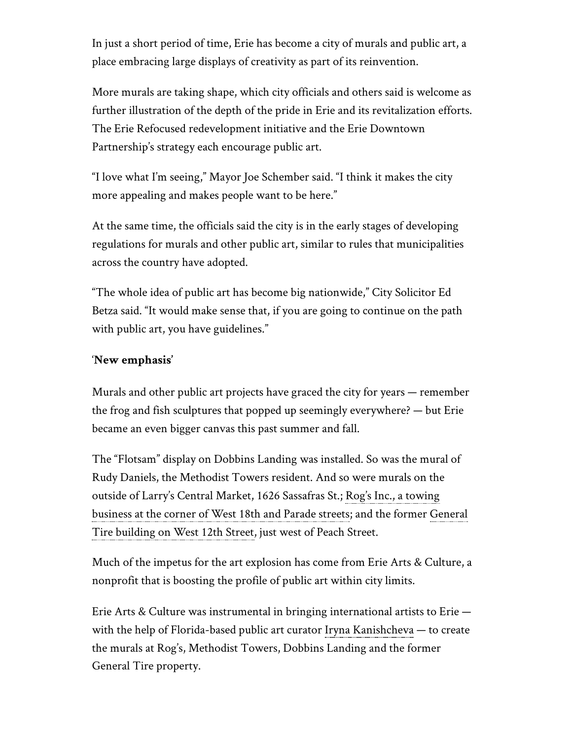In just a short period of time, Erie has become a city of murals and public art, a place embracing large displays of creativity as part of its reinvention.

More murals are taking shape, which city officials and others said is welcome as further illustration of the depth of the pride in Erie and its revitalization efforts. The Erie Refocused redevelopment initiative and the Erie Downtown Partnership's strategy each encourage public art.

"I love what I'm seeing," Mayor Joe Schember said. "I think it makes the city more appealing and makes people want to be here."

At the same time, the officials said the city is in the early stages of developing regulations for murals and other public art, similar to rules that municipalities across the country have adopted.

"The whole idea of public art has become big nationwide," City Solicitor Ed Betza said. "It would make sense that, if you are going to continue on the path with public art, you have guidelines."

## 'New emphasis'

Murals and other public art projects have graced the city for years — remember the frog and fish sculptures that popped up seemingly everywhere? — but Erie became an even bigger canvas this past summer and fall.

The "Flotsam" display on Dobbins Landing was installed. So was the mural of Rudy Daniels, the Methodist Towers resident. And so were murals on the outside of Larry's Central Market, 1626 Sassafras St.; Rog's Inc., a towing business at the corner of West 18th and Parade streets; and the former General Tire building on West 12th Street, just west of Peach Street.

Much of the impetus for the art explosion has come from Erie Arts & Culture, a nonprofit that is boosting the profile of public art within city limits.

Erie Arts & Culture was instrumental in bringing international artists to Erie — with the help of Florida-based public art curator Iryna Kanishcheva — to create the murals at Rog's, Methodist Towers, Dobbins Landing and the former General Tire property.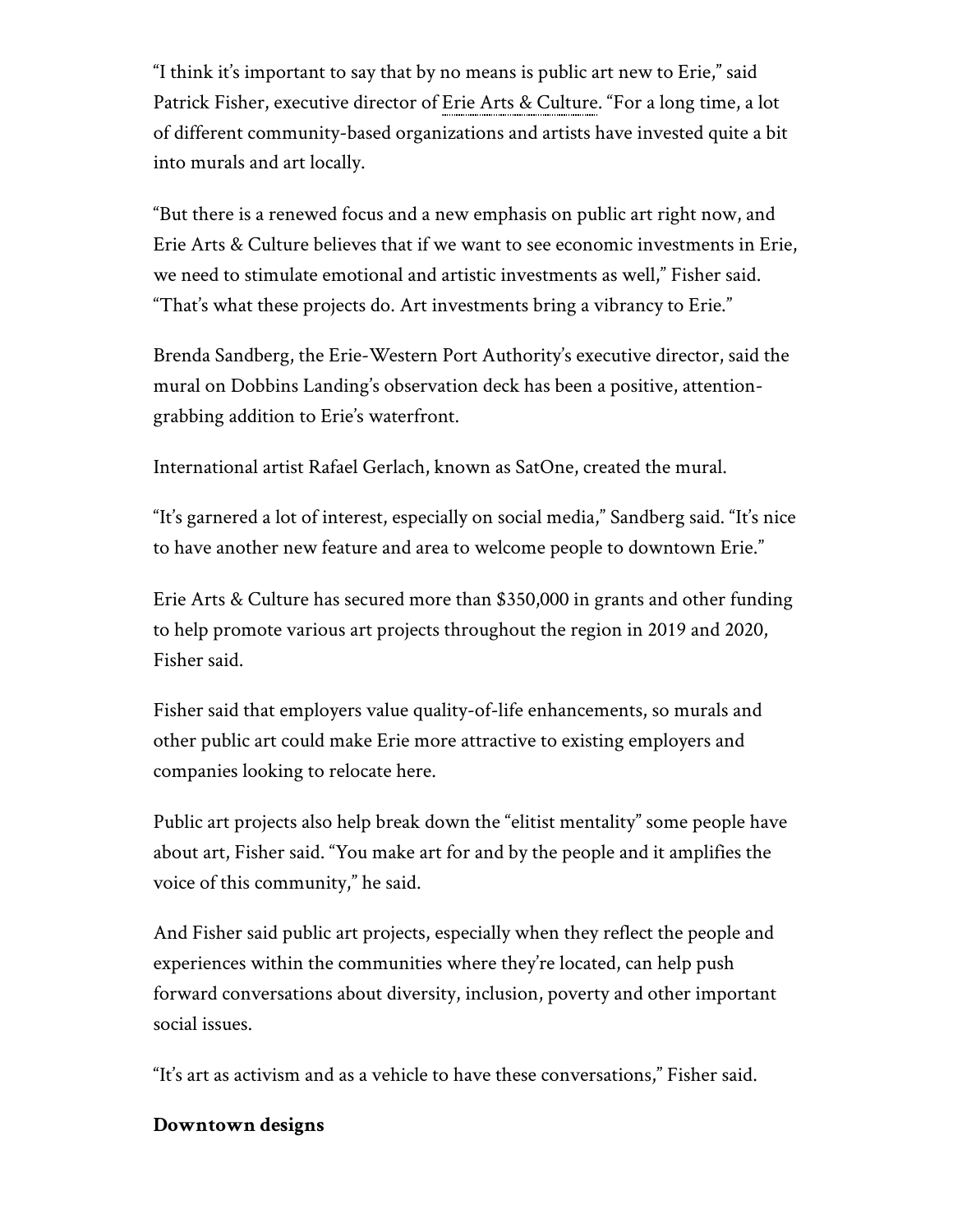"I think it's important to say that by no means is public art new to Erie," said Patrick Fisher, executive director of Erie Arts & Culture. "For a long time, a lot of different community-based organizations and artists have invested quite a bit into murals and art locally.

"But there is a renewed focus and a new emphasis on public art right now, and Erie Arts & Culture believes that if we want to see economic investments in Erie, we need to stimulate emotional and artistic investments as well," Fisher said. "That's what these projects do. Art investments bring a vibrancy to Erie."

Brenda Sandberg, the Erie-Western Port Authority's executive director, said the mural on Dobbins Landing's observation deck has been a positive, attention-grabbing addition to Erie's waterfront.

International artist Rafael Gerlach, known as SatOne, created the mural.

"It's garnered a lot of interest, especially on social media," Sandberg said. "It's nice to have another new feature and area to welcome people to downtown Erie."

Erie Arts & Culture has secured more than $350,000 in grants and other funding to help promote various art projects throughout the region in 2019 and 2020, Fisher said.

Fisher said that employers value quality-of-life enhancements, so murals and other public art could make Erie more attractive to existing employers and companies looking to relocate here.

Public art projects also help break down the "elitist mentality" some people have about art, Fisher said. "You make art for and by the people and it amplifies the voice of this community," he said.

And Fisher said public art projects, especially when they reflect the people and experiences within the communities where they're located, can help push forward conversations about diversity, inclusion, poverty and other important social issues.

"It's art as activism and as a vehicle to have these conversations," Fisher said.

**Downtown designs**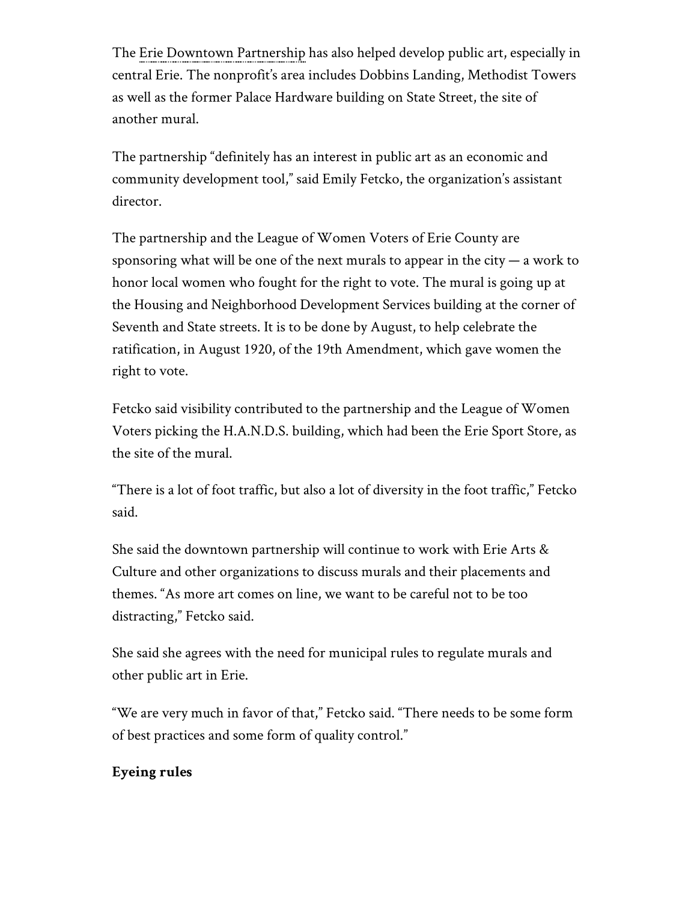The Erie Downtown Partnership has also helped develop public art, especially in central Erie. The nonprofit's area includes Dobbins Landing, Methodist Towers as well as the former Palace Hardware building on State Street, the site of another mural.

The partnership "definitely has an interest in public art as an economic and community development tool," said Emily Fetcko, the organization's assistant director.

The partnership and the League of Women Voters of Erie County are sponsoring what will be one of the next murals to appear in the city — a work to honor local women who fought for the right to vote. The mural is going up at the Housing and Neighborhood Development Services building at the corner of Seventh and State streets. It is to be done by August, to help celebrate the ratification, in August 1920, of the 19th Amendment, which gave women the right to vote.

Fetcko said visibility contributed to the partnership and the League of Women Voters picking the H.A.N.D.S. building, which had been the Erie Sport Store, as the site of the mural.

"There is a lot of foot traffic, but also a lot of diversity in the foot traffic," Fetcko said.

She said the downtown partnership will continue to work with Erie Arts & Culture and other organizations to discuss murals and their placements and themes. "As more art comes on line, we want to be careful not to be too distracting," Fetcko said.

She said she agrees with the need for municipal rules to regulate murals and other public art in Erie.

"We are very much in favor of that," Fetcko said. "There needs to be some form of best practices and some form of quality control."

**Eyeing rules**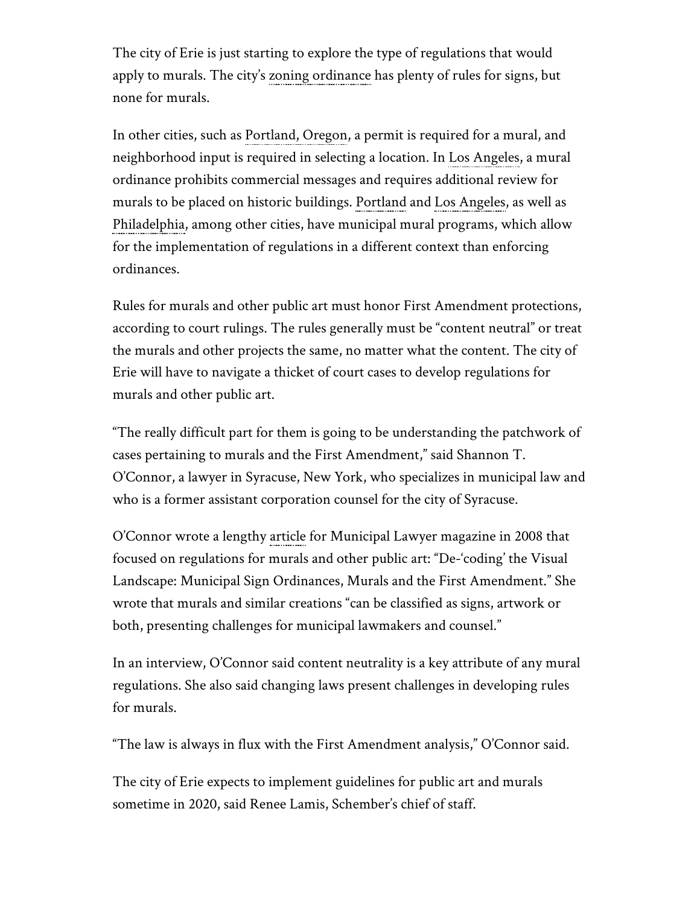The city of Erie is just starting to explore the type of regulations that would apply to murals. The city's zoning ordinance has plenty of rules for signs, but none for murals.

In other cities, such as Portland, Oregon, a permit is required for a mural, and neighborhood input is required in selecting a location. In Los Angeles, a mural ordinance prohibits commercial messages and requires additional review for murals to be placed on historic buildings. Portland and Los Angeles, as well as Philadelphia, among other cities, have municipal mural programs, which allow for the implementation of regulations in a different context than enforcing ordinances.

Rules for murals and other public art must honor First Amendment protections, according to court rulings. The rules generally must be "content neutral" or treat the murals and other projects the same, no matter what the content. The city of Erie will have to navigate a thicket of court cases to develop regulations for murals and other public art.

"The really difficult part for them is going to be understanding the patchwork of cases pertaining to murals and the First Amendment," said Shannon T. O'Connor, a lawyer in Syracuse, New York, who specializes in municipal law and who is a former assistant corporation counsel for the city of Syracuse.

O'Connor wrote a lengthy article for Municipal Lawyer magazine in 2008 that focused on regulations for murals and other public art: "De-'coding' the Visual Landscape: Municipal Sign Ordinances, Murals and the First Amendment." She wrote that murals and similar creations "can be classified as signs, artwork or both, presenting challenges for municipal lawmakers and counsel."

In an interview, O'Connor said content neutrality is a key attribute of any mural regulations. She also said changing laws present challenges in developing rules for murals.

"The law is always in flux with the First Amendment analysis," O'Connor said.

The city of Erie expects to implement guidelines for public art and murals sometime in 2020, said Renee Lamis, Schember's chief of staff.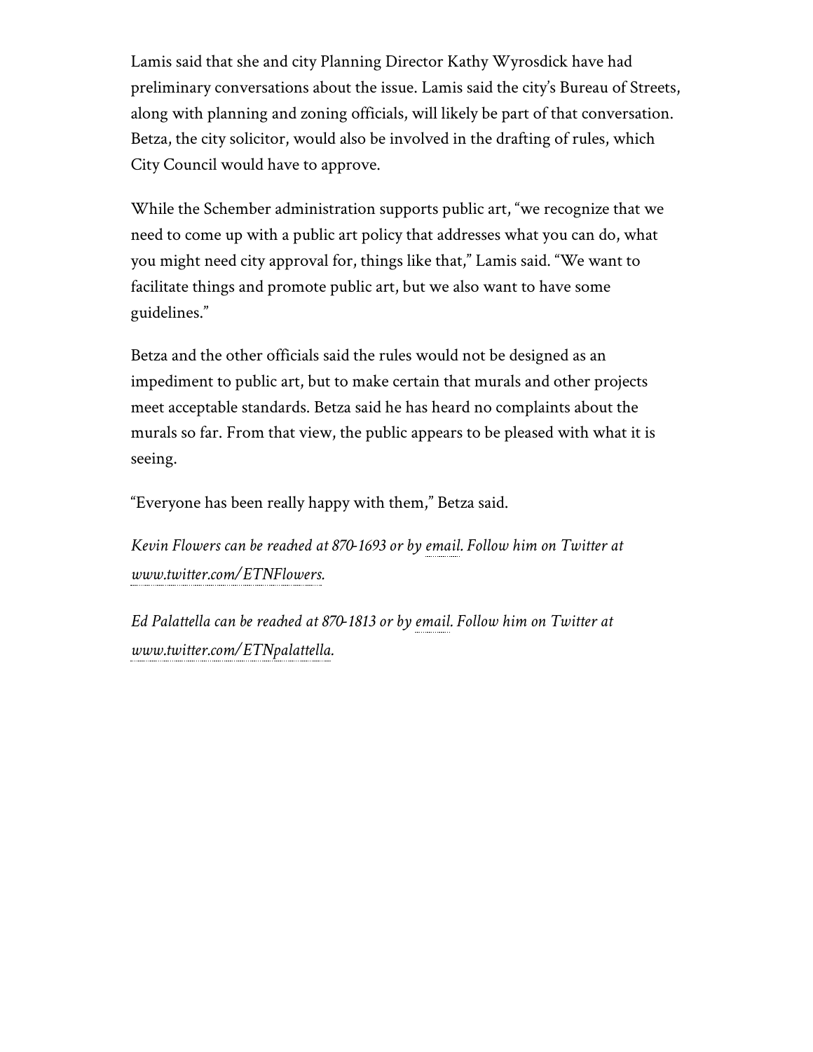Lamis said that she and city Planning Director Kathy Wyrosdick have had preliminary conversations about the issue. Lamis said the city's Bureau of Streets, along with planning and zoning officials, will likely be part of that conversation. Betza, the city solicitor, would also be involved in the drafting of rules, which City Council would have to approve.

While the Schember administration supports public art, "we recognize that we need to come up with a public art policy that addresses what you can do, what you might need city approval for, things like that," Lamis said. "We want to facilitate things and promote public art, but we also want to have some guidelines."

Betza and the other officials said the rules would not be designed as an impediment to public art, but to make certain that murals and other projects meet acceptable standards. Betza said he has heard no complaints about the murals so far. From that view, the public appears to be pleased with what it is seeing.

"Everyone has been really happy with them," Betza said.

*Kevin Flowers can be reached at 870-1693 or by email. Follow him on Twitter at www.twitter.com/ETNFlowers.*

*Ed Palattella can be reached at 870-1813 or by email. Follow him on Twitter at www.twitter.com/ETNpalattella.*